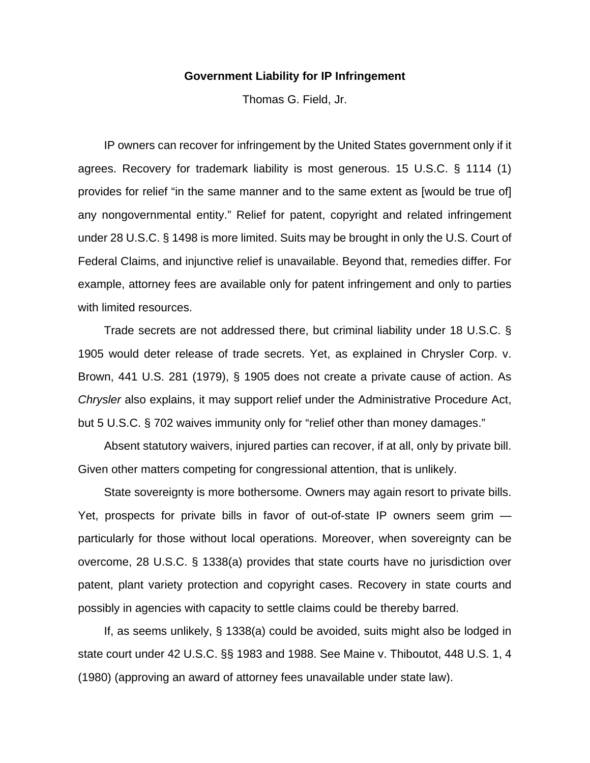# Government Liability for IP Infringement

Thomas G. Field, Jr.

IP owners can recover for infringement by the United States government only if it agrees. Recovery for trademark liability is most generous. 15 U.S.C. § 1114 (1) provides for relief "in the same manner and to the same extent as [would be true of] any nongovernmental entity." Relief for patent, copyright and related infringement under 28 U.S.C. § 1498 is more limited. Suits may be brought in only the U.S. Court of Federal Claims, and injunctive relief is unavailable. Beyond that, remedies differ. For example, attorney fees are available only for patent infringement and only to parties with limited resources.

Trade secrets are not addressed there, but criminal liability under 18 U.S.C. § 1905 would deter release of trade secrets. Yet, as explained in Chrysler Corp. v. Brown, 441 U.S. 281 (1979), § 1905 does not create a private cause of action. As *Chrysler* also explains, it may support relief under the Administrative Procedure Act, but 5 U.S.C. § 702 waives immunity only for "relief other than money damages."

Absent statutory waivers, injured parties can recover, if at all, only by private bill. Given other matters competing for congressional attention, that is unlikely.

State sovereignty is more bothersome. Owners may again resort to private bills. Yet, prospects for private bills in favor of out-of-state IP owners seem grim — particularly for those without local operations. Moreover, when sovereignty can be overcome, 28 U.S.C. § 1338(a) provides that state courts have no jurisdiction over patent, plant variety protection and copyright cases. Recovery in state courts and possibly in agencies with capacity to settle claims could be thereby barred.

If, as seems unlikely, § 1338(a) could be avoided, suits might also be lodged in state court under 42 U.S.C. §§ 1983 and 1988. See Maine v. Thiboutot, 448 U.S. 1, 4 (1980) (approving an award of attorney fees unavailable under state law).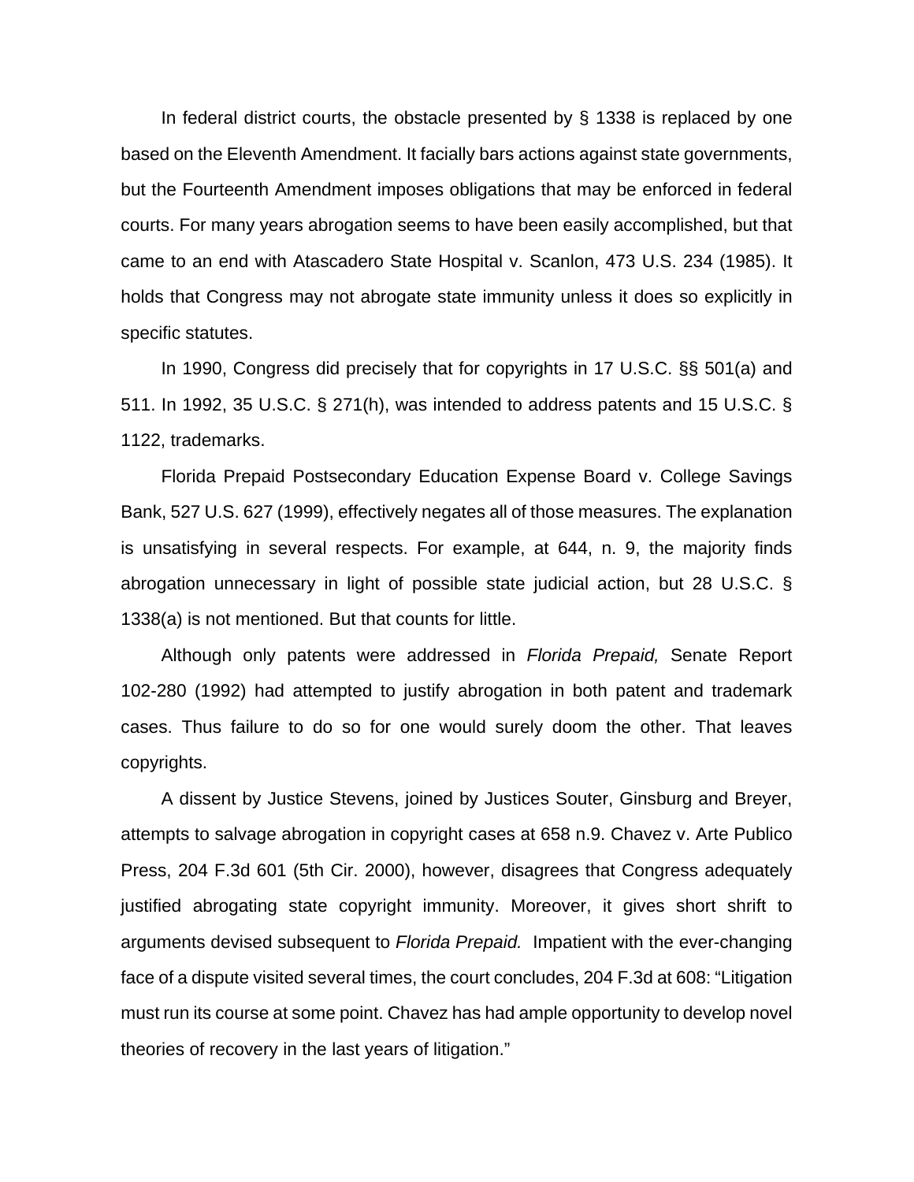In federal district courts, the obstacle presented by § 1338 is replaced by one based on the Eleventh Amendment. It facially bars actions against state governments, but the Fourteenth Amendment imposes obligations that may be enforced in federal courts. For many years abrogation seems to have been easily accomplished, but that came to an end with Atascadero State Hospital v. Scanlon, 473 U.S. 234 (1985). It holds that Congress may not abrogate state immunity unless it does so explicitly in specific statutes.

In 1990, Congress did precisely that for copyrights in 17 U.S.C. §§ 501(a) and 511. In 1992, 35 U.S.C. § 271(h), was intended to address patents and 15 U.S.C. § 1122, trademarks.

Florida Prepaid Postsecondary Education Expense Board v. College Savings Bank, 527 U.S. 627 (1999), effectively negates all of those measures. The explanation is unsatisfying in several respects. For example, at 644, n. 9, the majority finds abrogation unnecessary in light of possible state judicial action, but 28 U.S.C. § 1338(a) is not mentioned. But that counts for little.

Although only patents were addressed in *Florida Prepaid,* Senate Report 102-280 (1992) had attempted to justify abrogation in both patent and trademark cases. Thus failure to do so for one would surely doom the other. That leaves copyrights.

A dissent by Justice Stevens, joined by Justices Souter, Ginsburg and Breyer, attempts to salvage abrogation in copyright cases at 658 n.9. Chavez v. Arte Publico Press, 204 F.3d 601 (5th Cir. 2000), however, disagrees that Congress adequately justified abrogating state copyright immunity. Moreover, it gives short shrift to arguments devised subsequent to *Florida Prepaid.* Impatient with the ever-changing face of a dispute visited several times, the court concludes, 204 F.3d at 608: "Litigation must run its course at some point. Chavez has had ample opportunity to develop novel theories of recovery in the last years of litigation."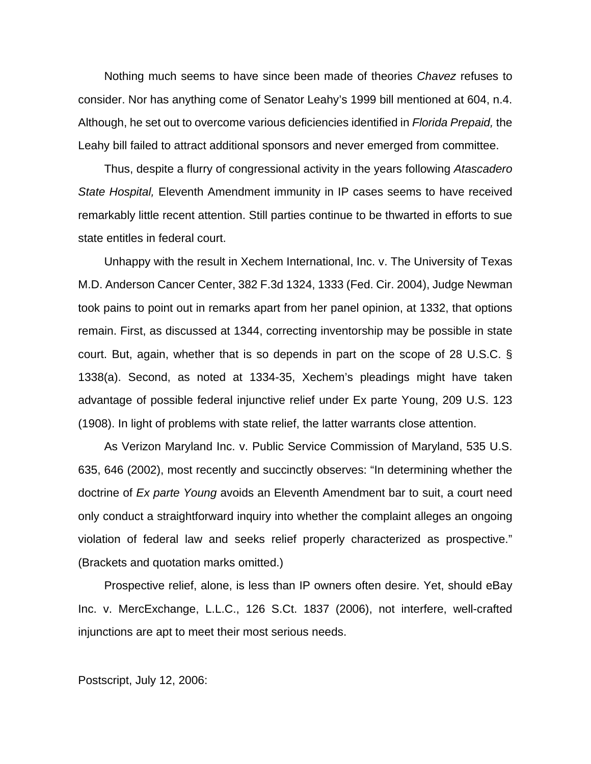Nothing much seems to have since been made of theories *Chavez* refuses to consider. Nor has anything come of Senator Leahy's 1999 bill mentioned at 604, n.4. Although, he set out to overcome various deficiencies identified in *Florida Prepaid,* the Leahy bill failed to attract additional sponsors and never emerged from committee.

Thus, despite a flurry of congressional activity in the years following *Atascadero State Hospital,* Eleventh Amendment immunity in IP cases seems to have received remarkably little recent attention. Still parties continue to be thwarted in efforts to sue state entitles in federal court.

Unhappy with the result in Xechem International, Inc. v. The University of Texas M.D. Anderson Cancer Center, 382 F.3d 1324, 1333 (Fed. Cir. 2004), Judge Newman took pains to point out in remarks apart from her panel opinion, at 1332, that options remain. First, as discussed at 1344, correcting inventorship may be possible in state court. But, again, whether that is so depends in part on the scope of 28 U.S.C. § 1338(a). Second, as noted at 1334-35, Xechem's pleadings might have taken advantage of possible federal injunctive relief under Ex parte Young, 209 U.S. 123 (1908). In light of problems with state relief, the latter warrants close attention.

As Verizon Maryland Inc. v. Public Service Commission of Maryland, 535 U.S. 635, 646 (2002), most recently and succinctly observes: "In determining whether the doctrine of *Ex parte Young* avoids an Eleventh Amendment bar to suit, a court need only conduct a straightforward inquiry into whether the complaint alleges an ongoing violation of federal law and seeks relief properly characterized as prospective." (Brackets and quotation marks omitted.)

Prospective relief, alone, is less than IP owners often desire. Yet, should eBay Inc. v. MercExchange, L.L.C., 126 S.Ct. 1837 (2006), not interfere, well-crafted injunctions are apt to meet their most serious needs.

Postscript, July 12, 2006: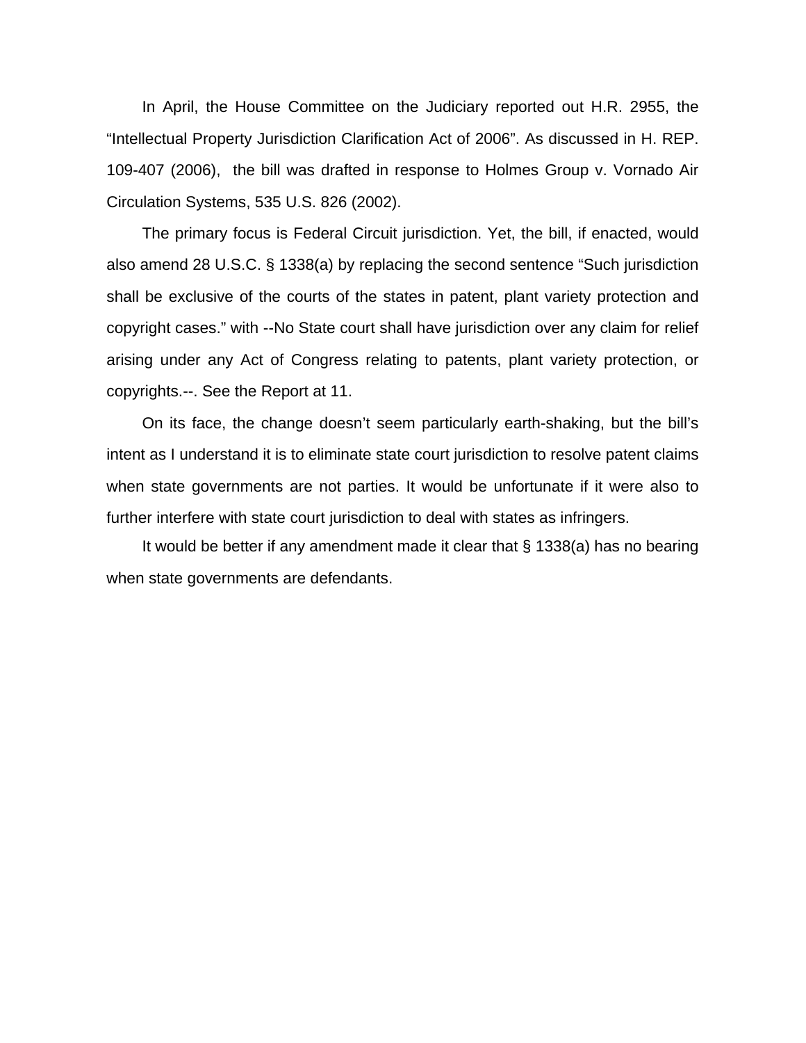In April, the House Committee on the Judiciary reported out H.R. 2955, the "Intellectual Property Jurisdiction Clarification Act of 2006". As discussed in H. REP. 109-407 (2006), the bill was drafted in response to Holmes Group v. Vornado Air Circulation Systems, 535 U.S. 826 (2002).

The primary focus is Federal Circuit jurisdiction. Yet, the bill, if enacted, would also amend 28 U.S.C. § 1338(a) by replacing the second sentence "Such jurisdiction shall be exclusive of the courts of the states in patent, plant variety protection and copyright cases." with --No State court shall have jurisdiction over any claim for relief arising under any Act of Congress relating to patents, plant variety protection, or copyrights.--. See the Report at 11.

On its face, the change doesn't seem particularly earth-shaking, but the bill's intent as I understand it is to eliminate state court jurisdiction to resolve patent claims when state governments are not parties. It would be unfortunate if it were also to further interfere with state court jurisdiction to deal with states as infringers.

It would be better if any amendment made it clear that § 1338(a) has no bearing when state governments are defendants.